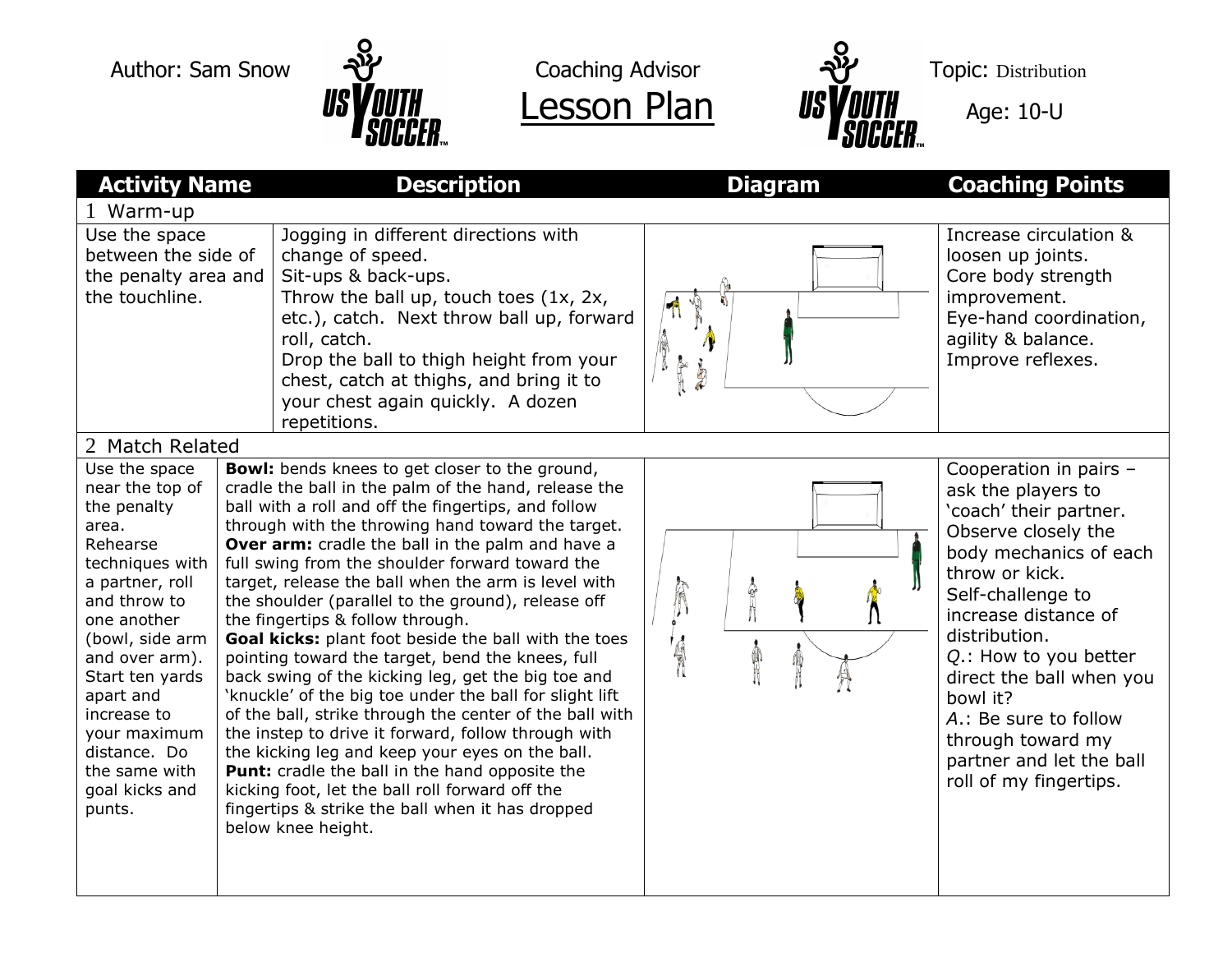Author: Sam Snow

Coaching Advisor

# Lesson Plan

Topic: Distribution

Age: 10-U

| Activity Name | Description | Diagram | Coaching Points |
|---|---|---|---|
| **1 Warm-up** | | | |
| Use the space between the side of the penalty area and the touchline. | Jogging in different directions with change of speed. Sit-ups & back-ups. Throw the ball up, touch toes (1x, 2x, etc.), catch. Next throw ball up, forward roll, catch. Drop the ball to thigh height from your chest, catch at thighs, and bring it to your chest again quickly. A dozen repetitions. | | Increase circulation & loosen up joints. Core body strength improvement. Eye-hand coordination, agility & balance. Improve reflexes. |
| **2 Match Related** | | | |
| Use the space near the top of the penalty area. Rehearse techniques with a partner, roll and throw to one another (bowl, side arm and over arm). Start ten yards apart and increase to your maximum distance. Do the same with goal kicks and punts. | **Bowl:** bends knees to get closer to the ground, cradle the ball in the palm of the hand, release the ball with a roll and off the fingertips, and follow through with the throwing hand toward the target. **Over arm:** cradle the ball in the palm and have a full swing from the shoulder forward toward the target, release the ball when the arm is level with the shoulder (parallel to the ground), release off the fingertips & follow through. **Goal kicks:** plant foot beside the ball with the toes pointing toward the target, bend the knees, full back swing of the kicking leg, get the big toe and 'knuckle' of the big toe under the ball for slight lift of the ball, strike through the center of the ball with the instep to drive it forward, follow through with the kicking leg and keep your eyes on the ball. **Punt:** cradle the ball in the hand opposite the kicking foot, let the ball roll forward off the fingertips & strike the ball when it has dropped below knee height. | | Cooperation in pairs – ask the players to 'coach' their partner. Observe closely the body mechanics of each throw or kick. Self-challenge to increase distance of distribution. *Q.*: How to you better direct the ball when you bowl it? *A.*: Be sure to follow through toward my partner and let the ball roll of my fingertips. |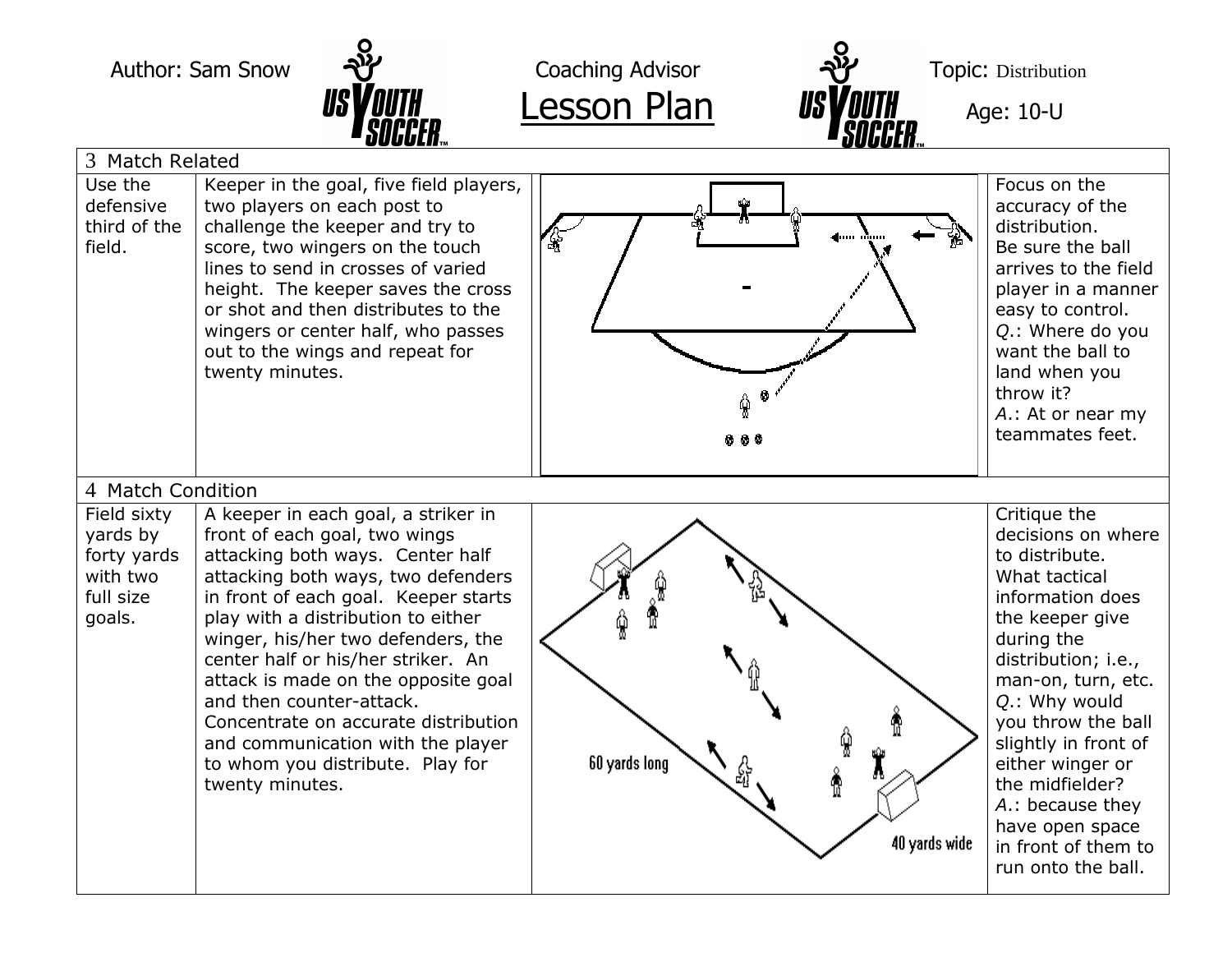Author: Sam Snow | Coaching Advisor | **Lesson Plan** | Topic: Distribution | Age: 10-U

| 3 Match Related | | | |
|---|---|---|---|
| Use the defensive third of the field. | Keeper in the goal, five field players, two players on each post to challenge the keeper and try to score, two wingers on the touch lines to send in crosses of varied height. The keeper saves the cross or shot and then distributes to the wingers or center half, who passes out to the wings and repeat for twenty minutes. | | Focus on the accuracy of the distribution. Be sure the ball arrives to the field player in a manner easy to control. *Q.*: Where do you want the ball to land when you throw it? *A.*: At or near my teammates feet. |
| **4 Match Condition** | | | |
| Field sixty yards by forty yards with two full size goals. | A keeper in each goal, a striker in front of each goal, two wings attacking both ways. Center half attacking both ways, two defenders in front of each goal. Keeper starts play with a distribution to either winger, his/her two defenders, the center half or his/her striker. An attack is made on the opposite goal and then counter-attack. Concentrate on accurate distribution and communication with the player to whom you distribute. Play for twenty minutes. | 60 yards long<br>40 yards wide | Critique the decisions on where to distribute. What tactical information does the keeper give during the distribution; i.e., man-on, turn, etc. *Q.*: Why would you throw the ball slightly in front of either winger or the midfielder? *A.*: because they have open space in front of them to run onto the ball. |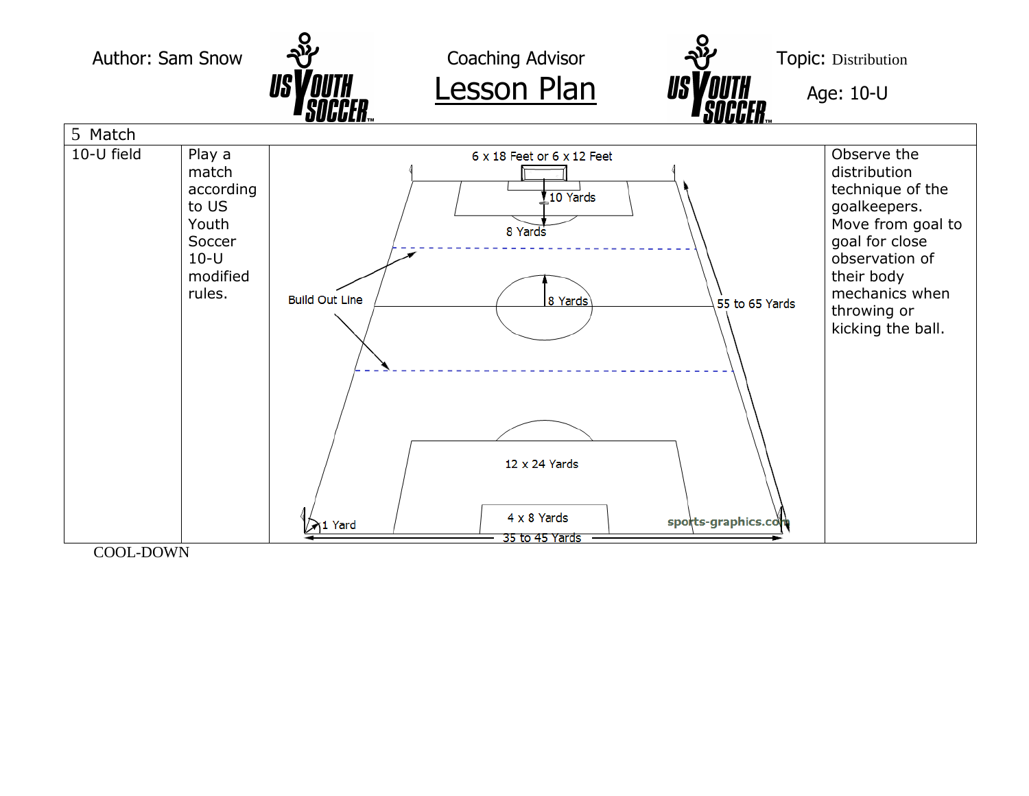Author: Sam Snow

Coaching Advisor

# Lesson Plan

Topic: Distribution

Age: 10-U

| 5 Match | | | |
|---|---|---|---|
| 10-U field | Play a match according to US Youth Soccer 10-U modified rules. | 6 x 18 Feet or 6 x 12 Feet<br>10 Yards<br>8 Yards<br>Build Out Line<br>8 Yards<br>55 to 65 Yards<br>12 x 24 Yards<br>4 x 8 Yards<br>1 Yard<br>35 to 45 Yards<br>sports-graphics.com | Observe the distribution technique of the goalkeepers. Move from goal to goal for close observation of their body mechanics when throwing or kicking the ball. |

COOL-DOWN